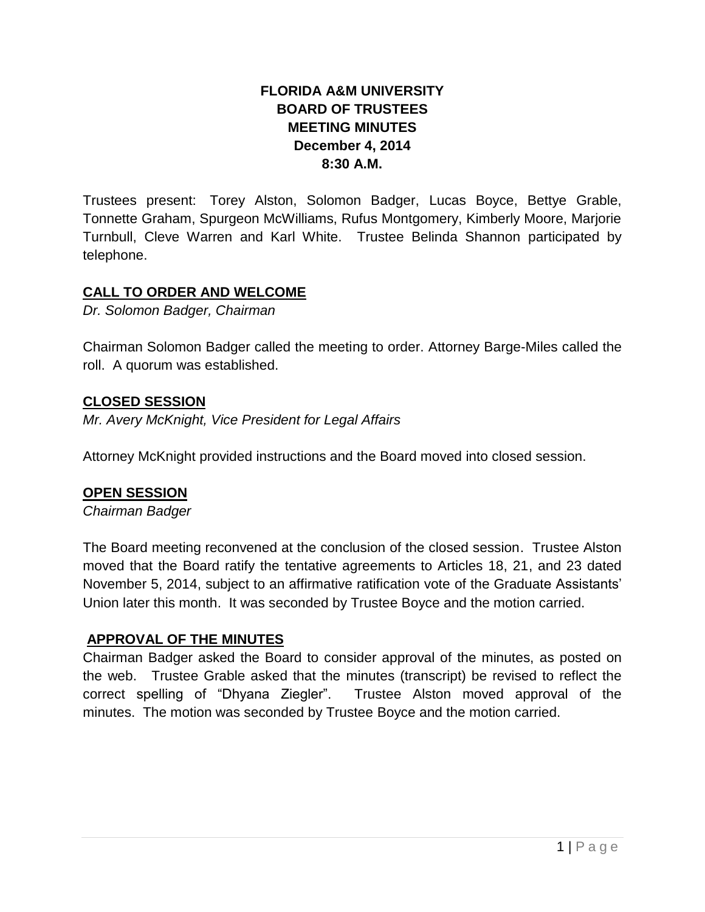**FLORIDA A&M UNIVERSITY**
**BOARD OF TRUSTEES**
**MEETING MINUTES**
**December 4, 2014**
**8:30 A.M.**

Trustees present: Torey Alston, Solomon Badger, Lucas Boyce, Bettye Grable, Tonnette Graham, Spurgeon McWilliams, Rufus Montgomery, Kimberly Moore, Marjorie Turnbull, Cleve Warren and Karl White. Trustee Belinda Shannon participated by telephone.

## CALL TO ORDER AND WELCOME

*Dr. Solomon Badger, Chairman*

Chairman Solomon Badger called the meeting to order. Attorney Barge-Miles called the roll. A quorum was established.

## CLOSED SESSION

*Mr. Avery McKnight, Vice President for Legal Affairs*

Attorney McKnight provided instructions and the Board moved into closed session.

## OPEN SESSION

*Chairman Badger*

The Board meeting reconvened at the conclusion of the closed session. Trustee Alston moved that the Board ratify the tentative agreements to Articles 18, 21, and 23 dated November 5, 2014, subject to an affirmative ratification vote of the Graduate Assistants' Union later this month. It was seconded by Trustee Boyce and the motion carried.

## APPROVAL OF THE MINUTES

Chairman Badger asked the Board to consider approval of the minutes, as posted on the web. Trustee Grable asked that the minutes (transcript) be revised to reflect the correct spelling of "Dhyana Ziegler". Trustee Alston moved approval of the minutes. The motion was seconded by Trustee Boyce and the motion carried.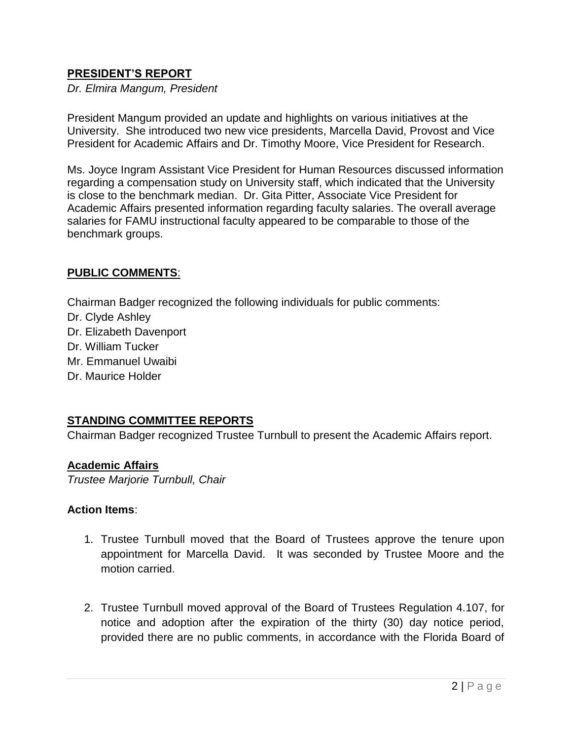## **PRESIDENT'S REPORT**

*Dr. Elmira Mangum, President*

President Mangum provided an update and highlights on various initiatives at the University. She introduced two new vice presidents, Marcella David, Provost and Vice President for Academic Affairs and Dr. Timothy Moore, Vice President for Research.

Ms. Joyce Ingram Assistant Vice President for Human Resources discussed information regarding a compensation study on University staff, which indicated that the University is close to the benchmark median. Dr. Gita Pitter, Associate Vice President for Academic Affairs presented information regarding faculty salaries. The overall average salaries for FAMU instructional faculty appeared to be comparable to those of the benchmark groups.

## **PUBLIC COMMENTS**:

Chairman Badger recognized the following individuals for public comments:

Dr. Clyde Ashley
Dr. Elizabeth Davenport
Dr. William Tucker
Mr. Emmanuel Uwaibi
Dr. Maurice Holder

## **STANDING COMMITTEE REPORTS**

Chairman Badger recognized Trustee Turnbull to present the Academic Affairs report.

### **Academic Affairs**

*Trustee Marjorie Turnbull, Chair*

**Action Items**:

1. Trustee Turnbull moved that the Board of Trustees approve the tenure upon appointment for Marcella David. It was seconded by Trustee Moore and the motion carried.

2. Trustee Turnbull moved approval of the Board of Trustees Regulation 4.107, for notice and adoption after the expiration of the thirty (30) day notice period, provided there are no public comments, in accordance with the Florida Board of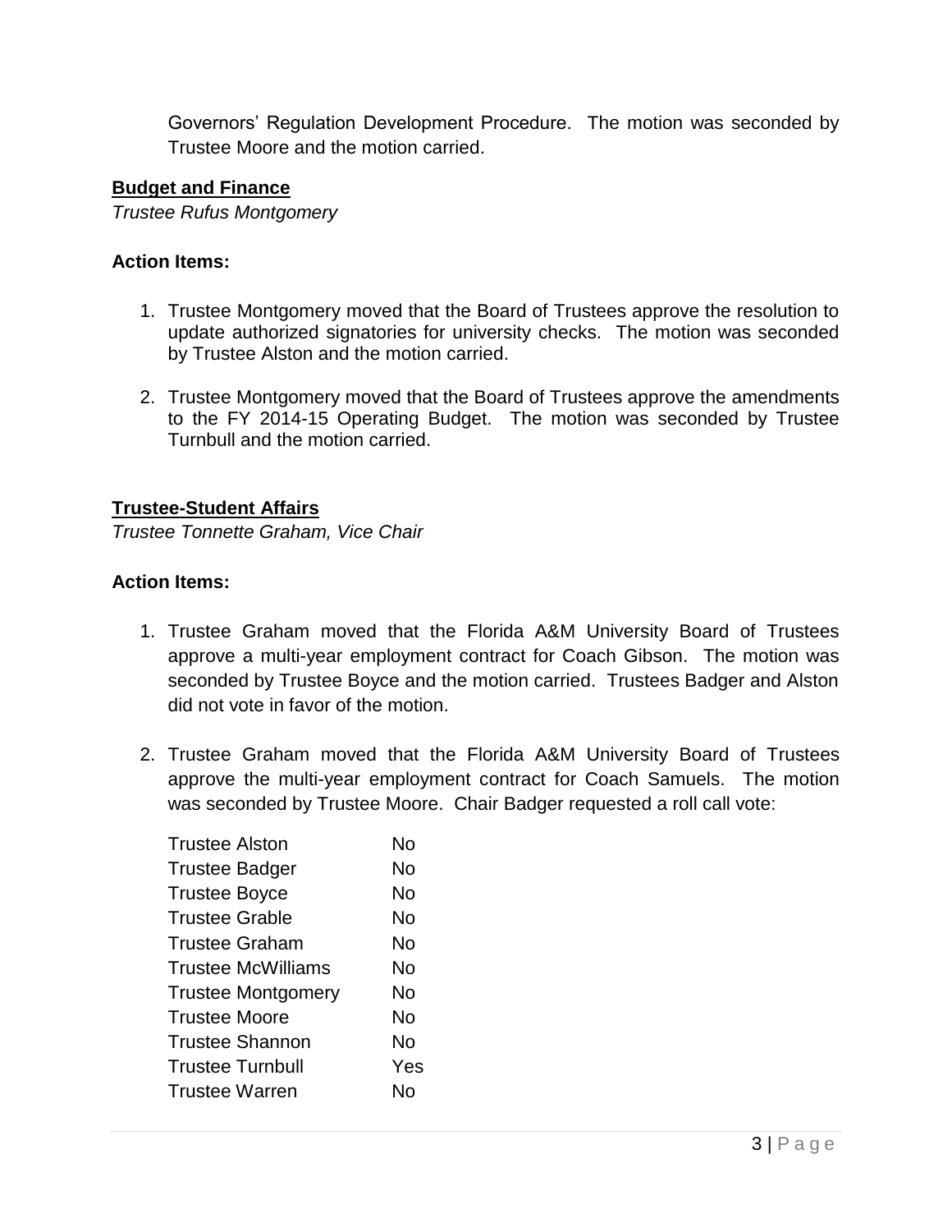Governors' Regulation Development Procedure. The motion was seconded by Trustee Moore and the motion carried.

**Budget and Finance**

*Trustee Rufus Montgomery*

**Action Items:**

1. Trustee Montgomery moved that the Board of Trustees approve the resolution to update authorized signatories for university checks. The motion was seconded by Trustee Alston and the motion carried.

2. Trustee Montgomery moved that the Board of Trustees approve the amendments to the FY 2014-15 Operating Budget. The motion was seconded by Trustee Turnbull and the motion carried.

**Trustee-Student Affairs**

*Trustee Tonnette Graham, Vice Chair*

**Action Items:**

1. Trustee Graham moved that the Florida A&M University Board of Trustees approve a multi-year employment contract for Coach Gibson. The motion was seconded by Trustee Boyce and the motion carried. Trustees Badger and Alston did not vote in favor of the motion.

2. Trustee Graham moved that the Florida A&M University Board of Trustees approve the multi-year employment contract for Coach Samuels. The motion was seconded by Trustee Moore. Chair Badger requested a roll call vote:

| | |
|---|---|
| Trustee Alston | No |
| Trustee Badger | No |
| Trustee Boyce | No |
| Trustee Grable | No |
| Trustee Graham | No |
| Trustee McWilliams | No |
| Trustee Montgomery | No |
| Trustee Moore | No |
| Trustee Shannon | No |
| Trustee Turnbull | Yes |
| Trustee Warren | No |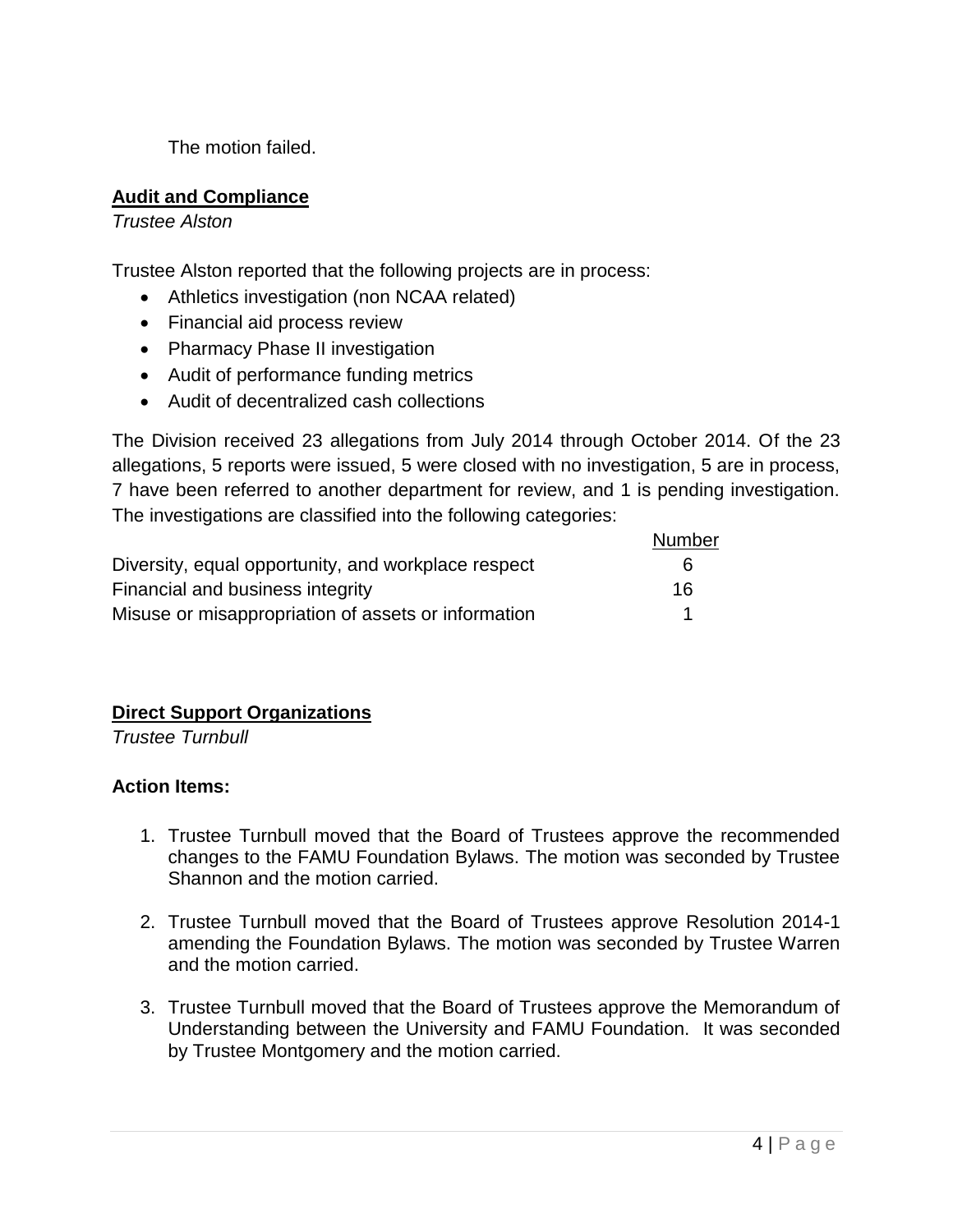The motion failed.

**Audit and Compliance**

*Trustee Alston*

Trustee Alston reported that the following projects are in process:

- Athletics investigation (non NCAA related)
- Financial aid process review
- Pharmacy Phase II investigation
- Audit of performance funding metrics
- Audit of decentralized cash collections

The Division received 23 allegations from July 2014 through October 2014. Of the 23 allegations, 5 reports were issued, 5 were closed with no investigation, 5 are in process, 7 have been referred to another department for review, and 1 is pending investigation. The investigations are classified into the following categories:

| | Number |
|---|---|
| Diversity, equal opportunity, and workplace respect | 6 |
| Financial and business integrity | 16 |
| Misuse or misappropriation of assets or information | 1 |

**Direct Support Organizations**

*Trustee Turnbull*

**Action Items:**

1. Trustee Turnbull moved that the Board of Trustees approve the recommended changes to the FAMU Foundation Bylaws. The motion was seconded by Trustee Shannon and the motion carried.

2. Trustee Turnbull moved that the Board of Trustees approve Resolution 2014-1 amending the Foundation Bylaws. The motion was seconded by Trustee Warren and the motion carried.

3. Trustee Turnbull moved that the Board of Trustees approve the Memorandum of Understanding between the University and FAMU Foundation. It was seconded by Trustee Montgomery and the motion carried.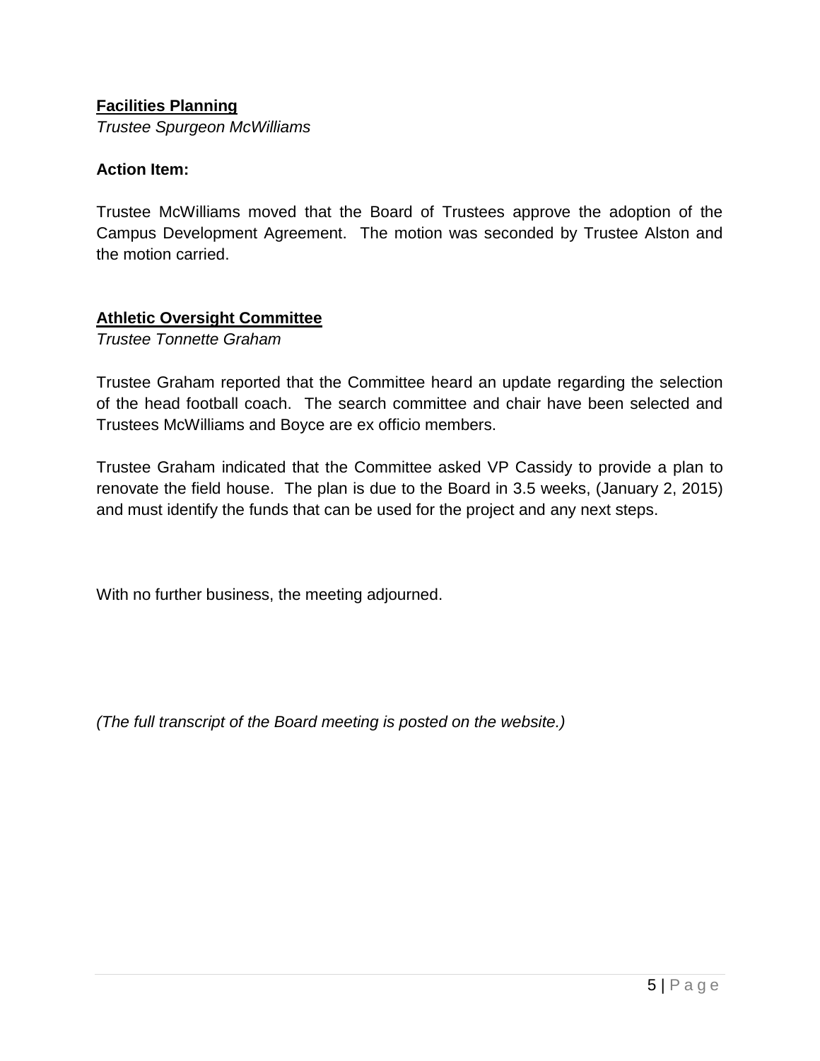**Facilities Planning**

*Trustee Spurgeon McWilliams*

**Action Item:**

Trustee McWilliams moved that the Board of Trustees approve the adoption of the Campus Development Agreement. The motion was seconded by Trustee Alston and the motion carried.

**Athletic Oversight Committee**

*Trustee Tonnette Graham*

Trustee Graham reported that the Committee heard an update regarding the selection of the head football coach. The search committee and chair have been selected and Trustees McWilliams and Boyce are ex officio members.

Trustee Graham indicated that the Committee asked VP Cassidy to provide a plan to renovate the field house. The plan is due to the Board in 3.5 weeks, (January 2, 2015) and must identify the funds that can be used for the project and any next steps.

With no further business, the meeting adjourned.

*(The full transcript of the Board meeting is posted on the website.)*